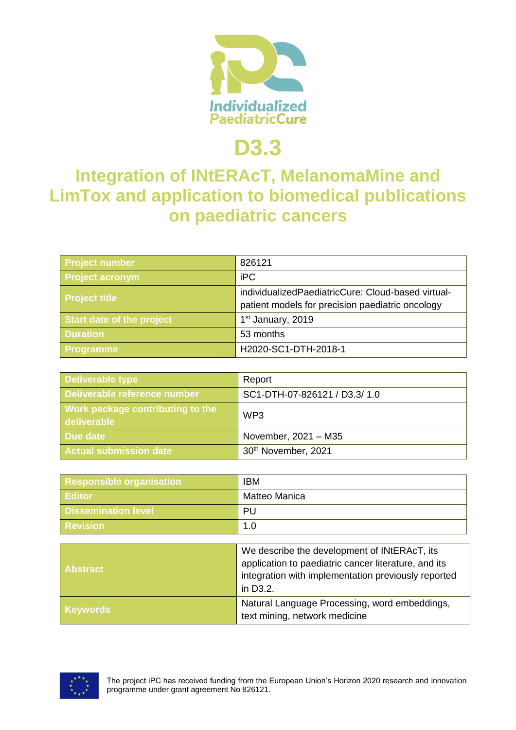Individualized PaediatricCure

# D3.3

## Integration of INtERAcT, MelanomaMine and LimTox and application to biomedical publications on paediatric cancers

| | |
|---|---|
| **Project number** | 826121 |
| **Project acronym** | iPC |
| **Project title** | individualizedPaediatricCure: Cloud-based virtual-patient models for precision paediatric oncology |
| **Start date of the project** | 1st January, 2019 |
| **Duration** | 53 months |
| **Programme** | H2020-SC1-DTH-2018-1 |

| | |
|---|---|
| **Deliverable type** | Report |
| **Deliverable reference number** | SC1-DTH-07-826121 / D3.3/ 1.0 |
| **Work package contributing to the deliverable** | WP3 |
| **Due date** | November, 2021 – M35 |
| **Actual submission date** | 30th November, 2021 |

| | |
|---|---|
| **Responsible organisation** | IBM |
| **Editor** | Matteo Manica |
| **Dissemination level** | PU |
| **Revision** | 1.0 |

| | |
|---|---|
| **Abstract** | We describe the development of INtERAcT, its application to paediatric cancer literature, and its integration with implementation previously reported in D3.2. |
| **Keywords** | Natural Language Processing, word embeddings, text mining, network medicine |

The project iPC has received funding from the European Union's Horizon 2020 research and innovation programme under grant agreement No 826121.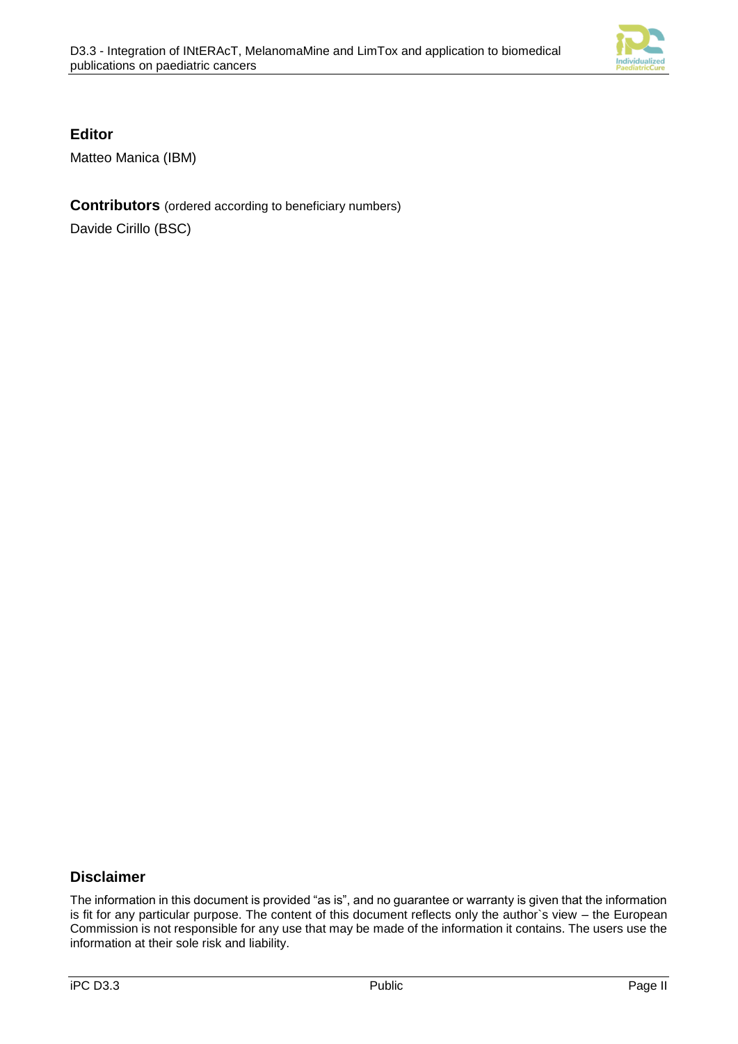## Editor

Matteo Manica (IBM)

## Contributors (ordered according to beneficiary numbers)

Davide Cirillo (BSC)

## Disclaimer

The information in this document is provided "as is", and no guarantee or warranty is given that the information is fit for any particular purpose. The content of this document reflects only the author`s view – the European Commission is not responsible for any use that may be made of the information it contains. The users use the information at their sole risk and liability.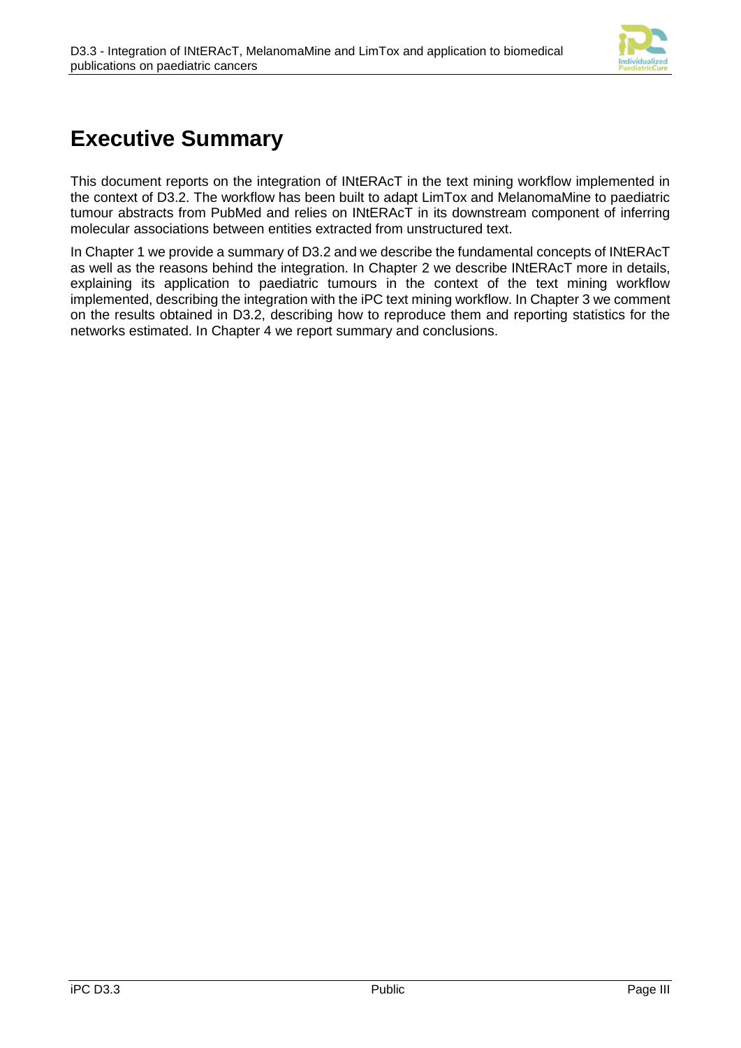# Executive Summary

This document reports on the integration of INtERAcT in the text mining workflow implemented in the context of D3.2. The workflow has been built to adapt LimTox and MelanomaMine to paediatric tumour abstracts from PubMed and relies on INtERAcT in its downstream component of inferring molecular associations between entities extracted from unstructured text.

In Chapter 1 we provide a summary of D3.2 and we describe the fundamental concepts of INtERAcT as well as the reasons behind the integration. In Chapter 2 we describe INtERAcT more in details, explaining its application to paediatric tumours in the context of the text mining workflow implemented, describing the integration with the iPC text mining workflow. In Chapter 3 we comment on the results obtained in D3.2, describing how to reproduce them and reporting statistics for the networks estimated. In Chapter 4 we report summary and conclusions.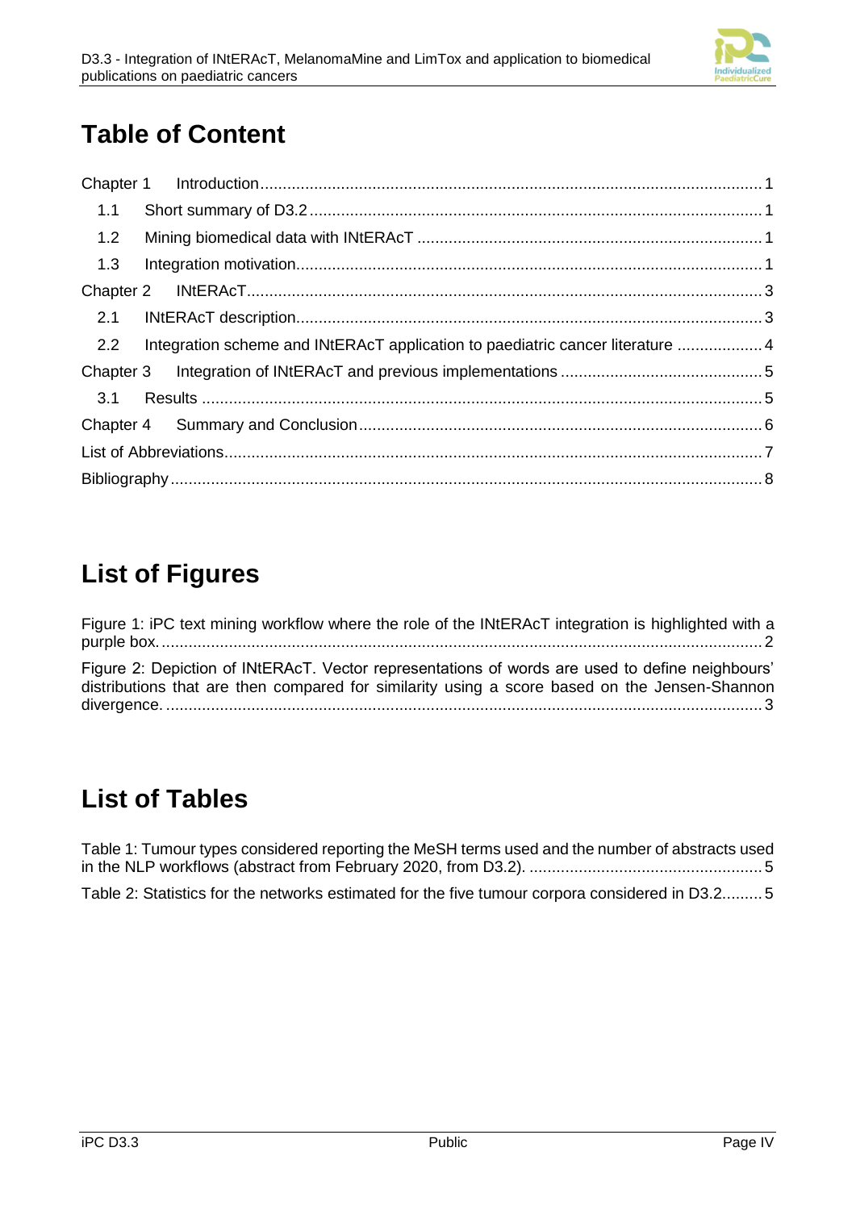# Table of Content

Chapter 1 Introduction ........................................................................................................ 1

1.1 Short summary of D3.2 ......................................................................................... 1

1.2 Mining biomedical data with INtERAcT .................................................................. 1

1.3 Integration motivation............................................................................................ 1

Chapter 2 INtERAcT........................................................................................................... 3

2.1 INtERAcT description............................................................................................ 3

2.2 Integration scheme and INtERAcT application to paediatric cancer literature ................... 4

Chapter 3 Integration of INtERAcT and previous implementations ............................................. 5

3.1 Results ................................................................................................................. 5

Chapter 4 Summary and Conclusion.......................................................................................... 6

List of Abbreviations.............................................................................................................. 7

Bibliography........................................................................................................................... 8

# List of Figures

Figure 1: iPC text mining workflow where the role of the INtERAcT integration is highlighted with a purple box. ........................................................................................................................ 2

Figure 2: Depiction of INtERAcT. Vector representations of words are used to define neighbours' distributions that are then compared for similarity using a score based on the Jensen-Shannon divergence. .......................................................................................................................... 3

# List of Tables

Table 1: Tumour types considered reporting the MeSH terms used and the number of abstracts used in the NLP workflows (abstract from February 2020, from D3.2). .................................................... 5

Table 2: Statistics for the networks estimated for the five tumour corpora considered in D3.2......... 5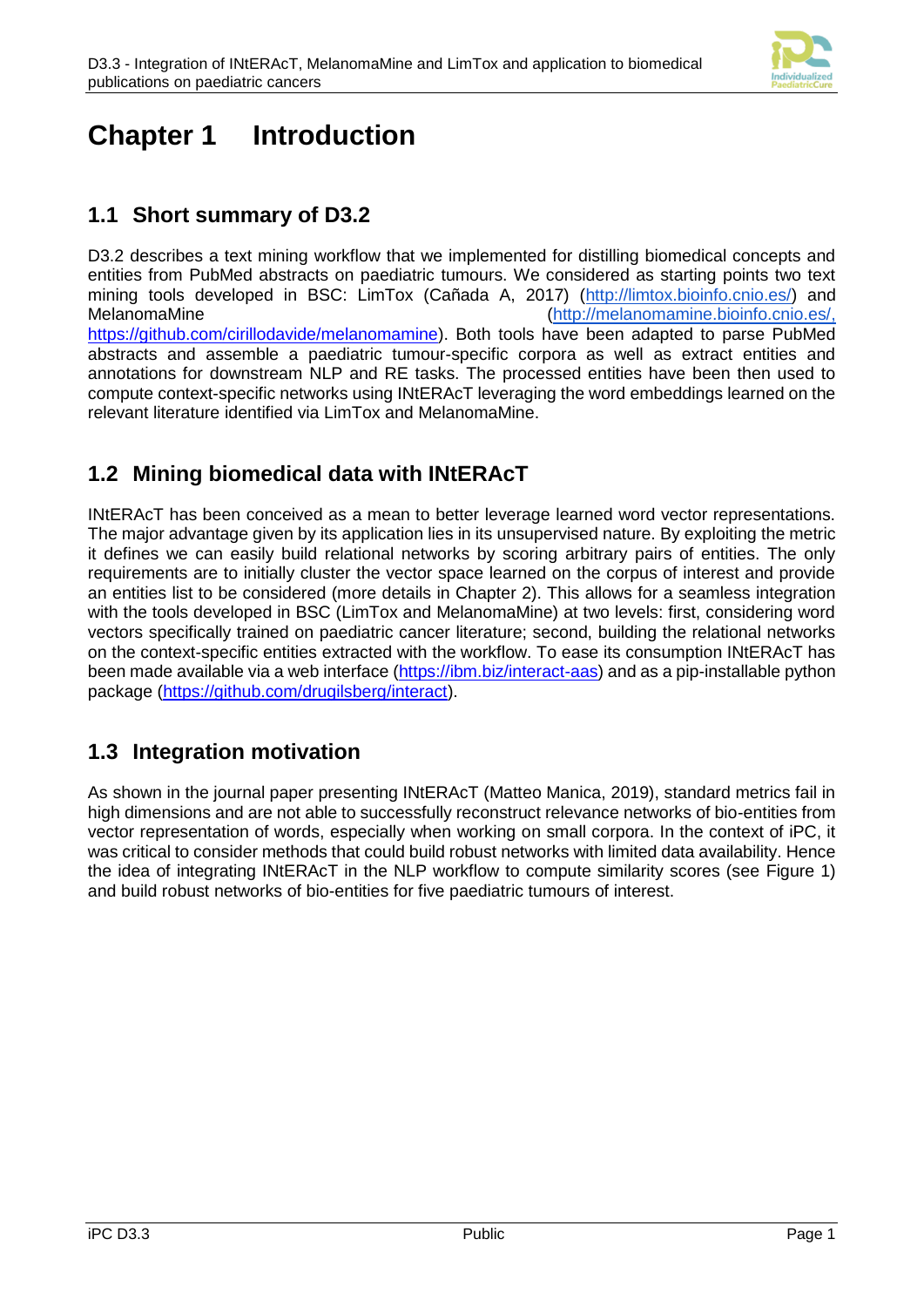# Chapter 1 Introduction

## 1.1 Short summary of D3.2

D3.2 describes a text mining workflow that we implemented for distilling biomedical concepts and entities from PubMed abstracts on paediatric tumours. We considered as starting points two text mining tools developed in BSC: LimTox (Cañada A, 2017) (http://limtox.bioinfo.cnio.es/) and MelanomaMine (http://melanomamine.bioinfo.cnio.es/, https://github.com/cirillodavide/melanomamine). Both tools have been adapted to parse PubMed abstracts and assemble a paediatric tumour-specific corpora as well as extract entities and annotations for downstream NLP and RE tasks. The processed entities have been then used to compute context-specific networks using INtERAcT leveraging the word embeddings learned on the relevant literature identified via LimTox and MelanomaMine.

## 1.2 Mining biomedical data with INtERAcT

INtERAcT has been conceived as a mean to better leverage learned word vector representations. The major advantage given by its application lies in its unsupervised nature. By exploiting the metric it defines we can easily build relational networks by scoring arbitrary pairs of entities. The only requirements are to initially cluster the vector space learned on the corpus of interest and provide an entities list to be considered (more details in Chapter 2). This allows for a seamless integration with the tools developed in BSC (LimTox and MelanomaMine) at two levels: first, considering word vectors specifically trained on paediatric cancer literature; second, building the relational networks on the context-specific entities extracted with the workflow. To ease its consumption INtERAcT has been made available via a web interface (https://ibm.biz/interact-aas) and as a pip-installable python package (https://github.com/drugilsberg/interact).

## 1.3 Integration motivation

As shown in the journal paper presenting INtERAcT (Matteo Manica, 2019), standard metrics fail in high dimensions and are not able to successfully reconstruct relevance networks of bio-entities from vector representation of words, especially when working on small corpora. In the context of iPC, it was critical to consider methods that could build robust networks with limited data availability. Hence the idea of integrating INtERAcT in the NLP workflow to compute similarity scores (see Figure 1) and build robust networks of bio-entities for five paediatric tumours of interest.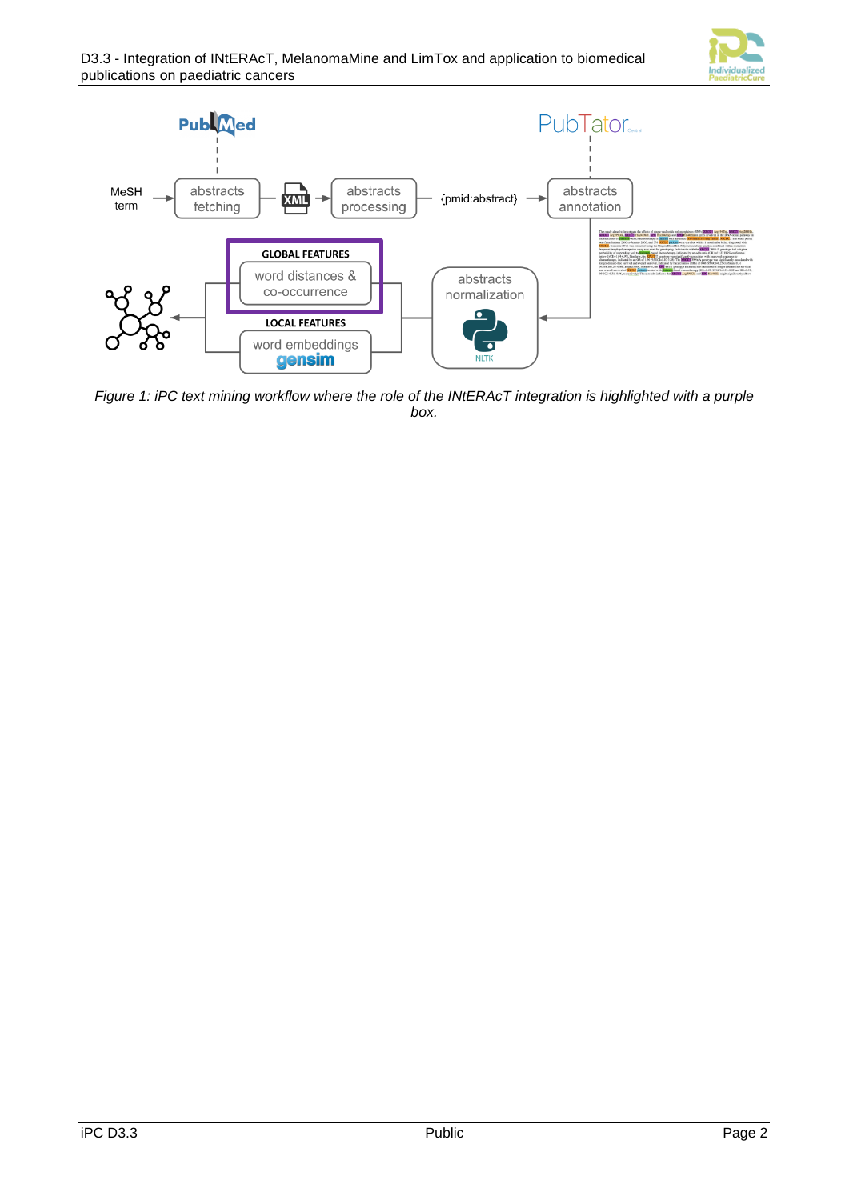*Figure 1: iPC text mining workflow where the role of the INtERAcT integration is highlighted with a purple box.*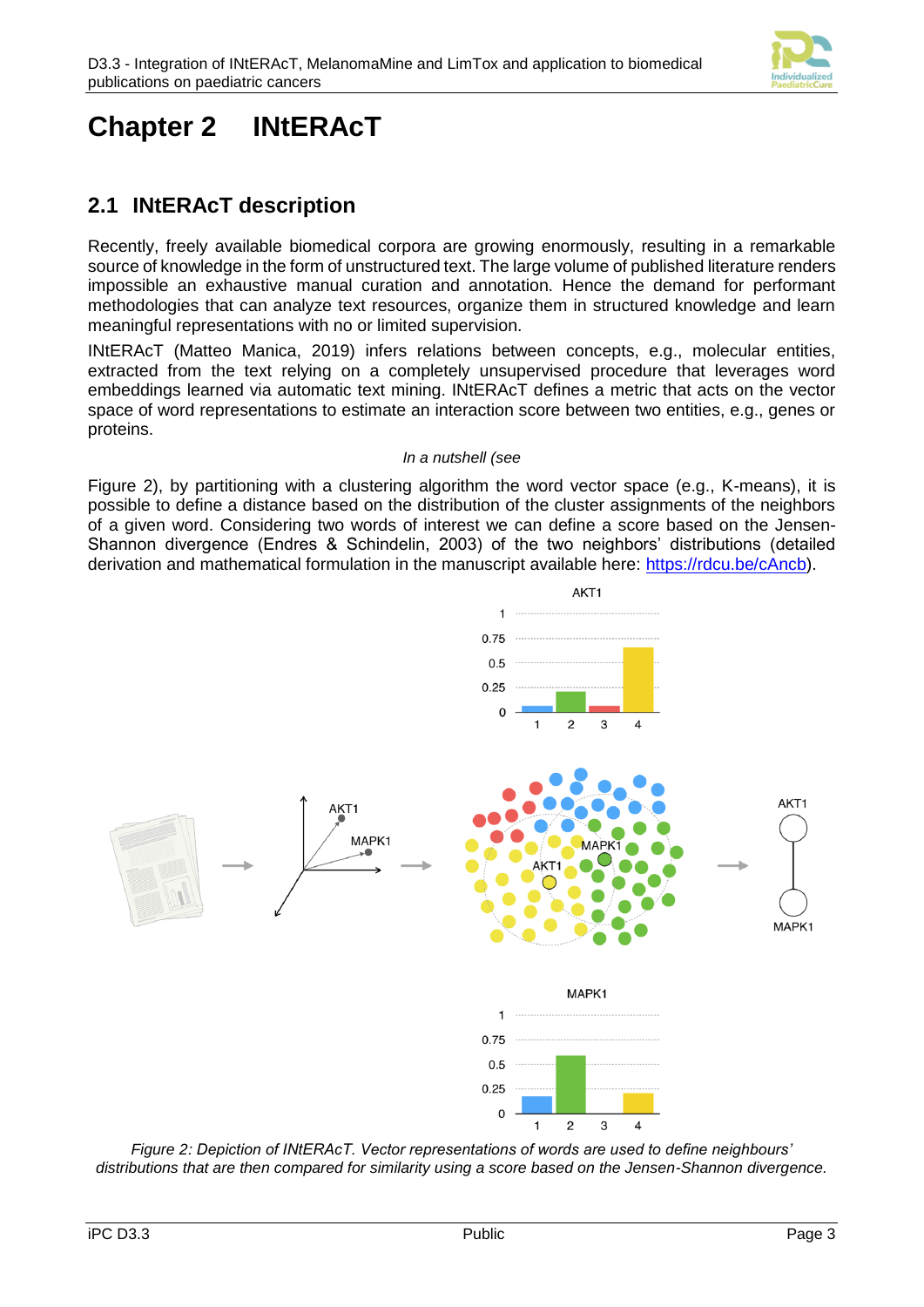# Chapter 2 INtERAcT

## 2.1 INtERAcT description

Recently, freely available biomedical corpora are growing enormously, resulting in a remarkable source of knowledge in the form of unstructured text. The large volume of published literature renders impossible an exhaustive manual curation and annotation. Hence the demand for performant methodologies that can analyze text resources, organize them in structured knowledge and learn meaningful representations with no or limited supervision.

INtERAcT (Matteo Manica, 2019) infers relations between concepts, e.g., molecular entities, extracted from the text relying on a completely unsupervised procedure that leverages word embeddings learned via automatic text mining. INtERAcT defines a metric that acts on the vector space of word representations to estimate an interaction score between two entities, e.g., genes or proteins.

*In a nutshell (see*

Figure 2), by partitioning with a clustering algorithm the word vector space (e.g., K-means), it is possible to define a distance based on the distribution of the cluster assignments of the neighbors of a given word. Considering two words of interest we can define a score based on the Jensen-Shannon divergence (Endres & Schindelin, 2003) of the two neighbors' distributions (detailed derivation and mathematical formulation in the manuscript available here: [https://rdcu.be/cAncb](https://rdcu.be/cAncb)).

*Figure 2: Depiction of INtERAcT. Vector representations of words are used to define neighbours' distributions that are then compared for similarity using a score based on the Jensen-Shannon divergence.*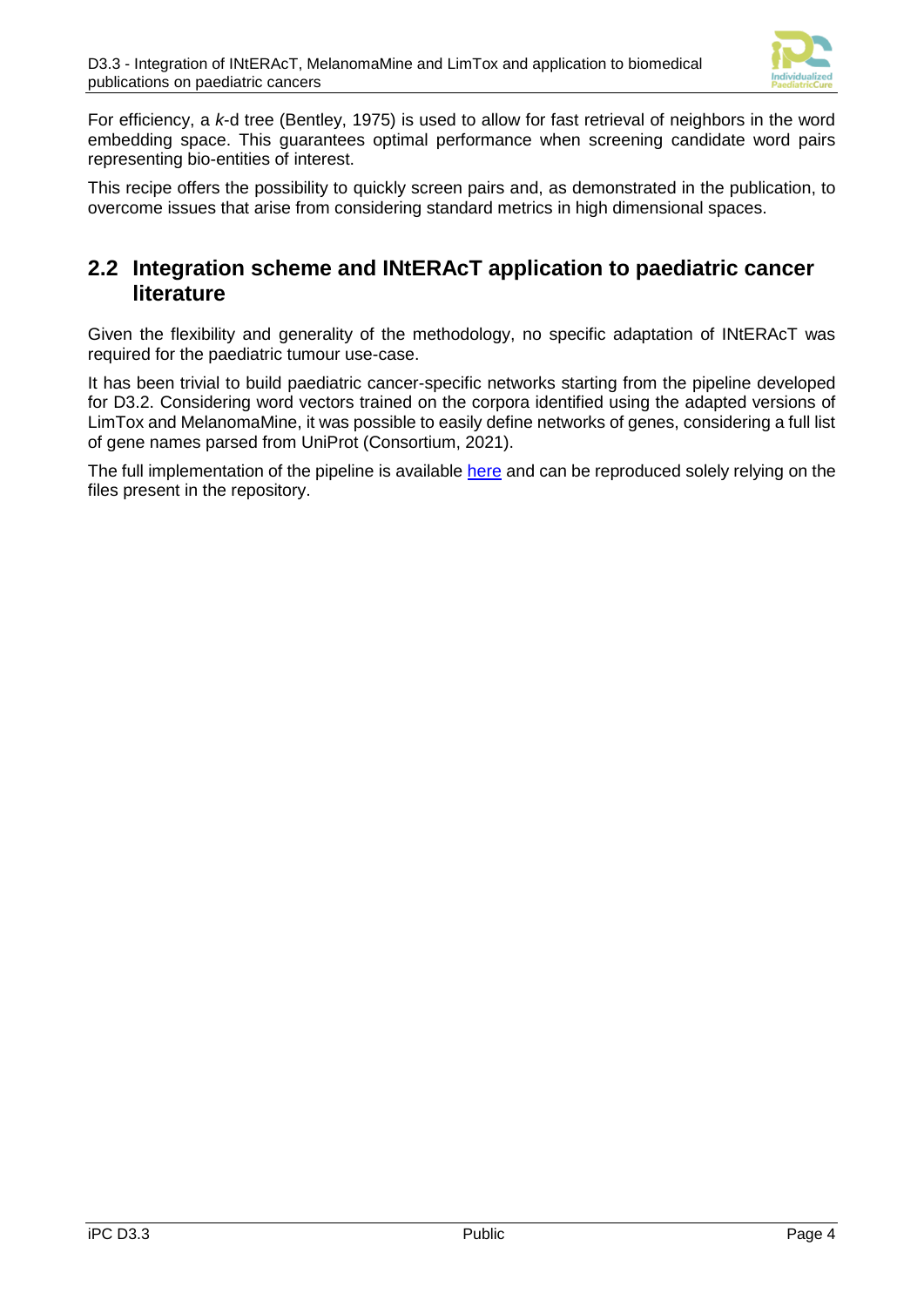For efficiency, a *k*-d tree (Bentley, 1975) is used to allow for fast retrieval of neighbors in the word embedding space. This guarantees optimal performance when screening candidate word pairs representing bio-entities of interest.

This recipe offers the possibility to quickly screen pairs and, as demonstrated in the publication, to overcome issues that arise from considering standard metrics in high dimensional spaces.

## 2.2 Integration scheme and INtERAcT application to paediatric cancer literature

Given the flexibility and generality of the methodology, no specific adaptation of INtERAcT was required for the paediatric tumour use-case.

It has been trivial to build paediatric cancer-specific networks starting from the pipeline developed for D3.2. Considering word vectors trained on the corpora identified using the adapted versions of LimTox and MelanomaMine, it was possible to easily define networks of genes, considering a full list of gene names parsed from UniProt (Consortium, 2021).

The full implementation of the pipeline is available here and can be reproduced solely relying on the files present in the repository.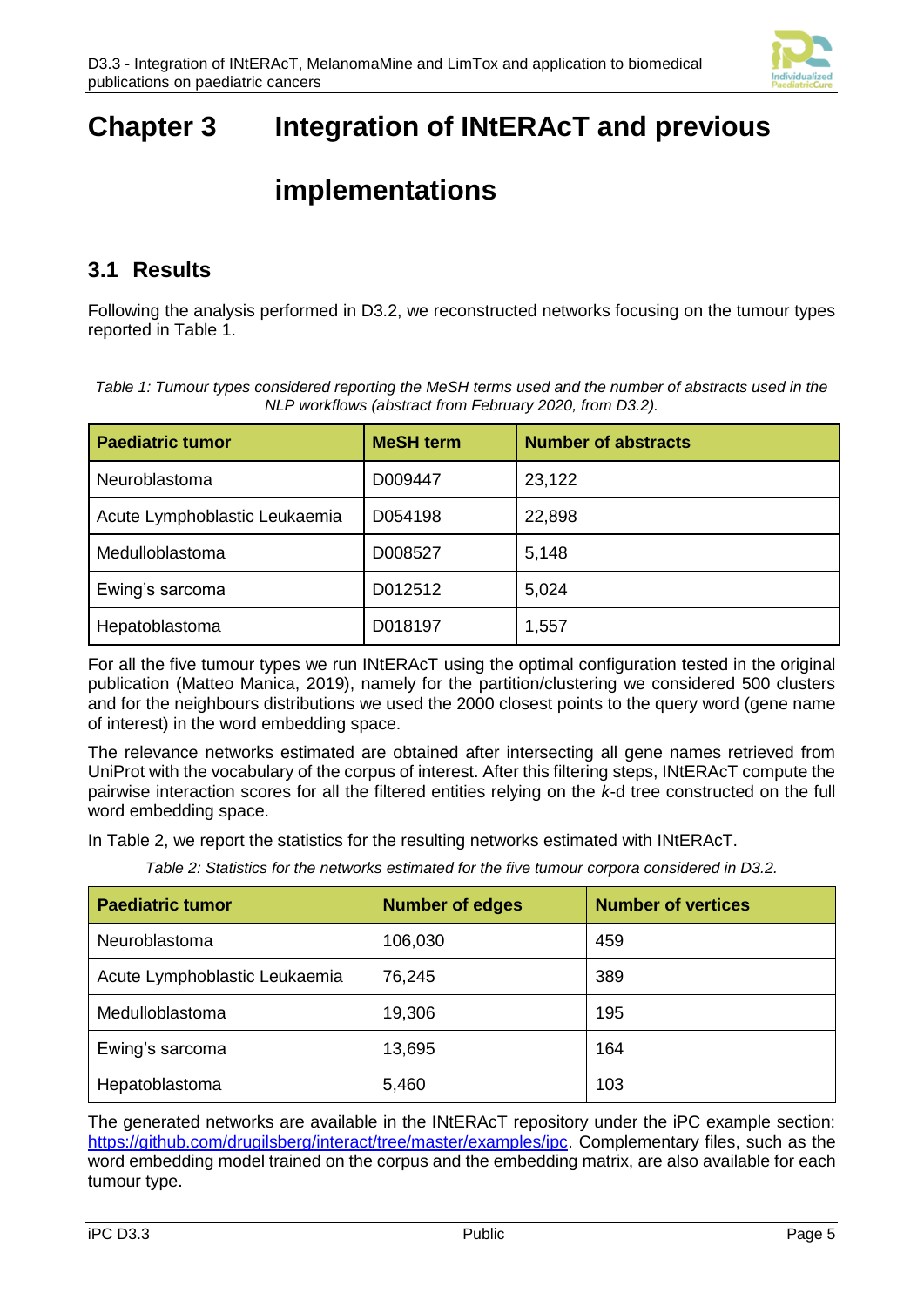# Chapter 3 Integration of INtERAcT and previous implementations

## 3.1 Results

Following the analysis performed in D3.2, we reconstructed networks focusing on the tumour types reported in Table 1.

*Table 1: Tumour types considered reporting the MeSH terms used and the number of abstracts used in the NLP workflows (abstract from February 2020, from D3.2).*

| Paediatric tumor | MeSH term | Number of abstracts |
|---|---|---|
| Neuroblastoma | D009447 | 23,122 |
| Acute Lymphoblastic Leukaemia | D054198 | 22,898 |
| Medulloblastoma | D008527 | 5,148 |
| Ewing's sarcoma | D012512 | 5,024 |
| Hepatoblastoma | D018197 | 1,557 |

For all the five tumour types we run INtERAcT using the optimal configuration tested in the original publication (Matteo Manica, 2019), namely for the partition/clustering we considered 500 clusters and for the neighbours distributions we used the 2000 closest points to the query word (gene name of interest) in the word embedding space.

The relevance networks estimated are obtained after intersecting all gene names retrieved from UniProt with the vocabulary of the corpus of interest. After this filtering steps, INtERAcT compute the pairwise interaction scores for all the filtered entities relying on the *k*-d tree constructed on the full word embedding space.

In Table 2, we report the statistics for the resulting networks estimated with INtERAcT.

*Table 2: Statistics for the networks estimated for the five tumour corpora considered in D3.2.*

| Paediatric tumor | Number of edges | Number of vertices |
|---|---|---|
| Neuroblastoma | 106,030 | 459 |
| Acute Lymphoblastic Leukaemia | 76,245 | 389 |
| Medulloblastoma | 19,306 | 195 |
| Ewing's sarcoma | 13,695 | 164 |
| Hepatoblastoma | 5,460 | 103 |

The generated networks are available in the INtERAcT repository under the iPC example section: https://github.com/drugilsberg/interact/tree/master/examples/ipc. Complementary files, such as the word embedding model trained on the corpus and the embedding matrix, are also available for each tumour type.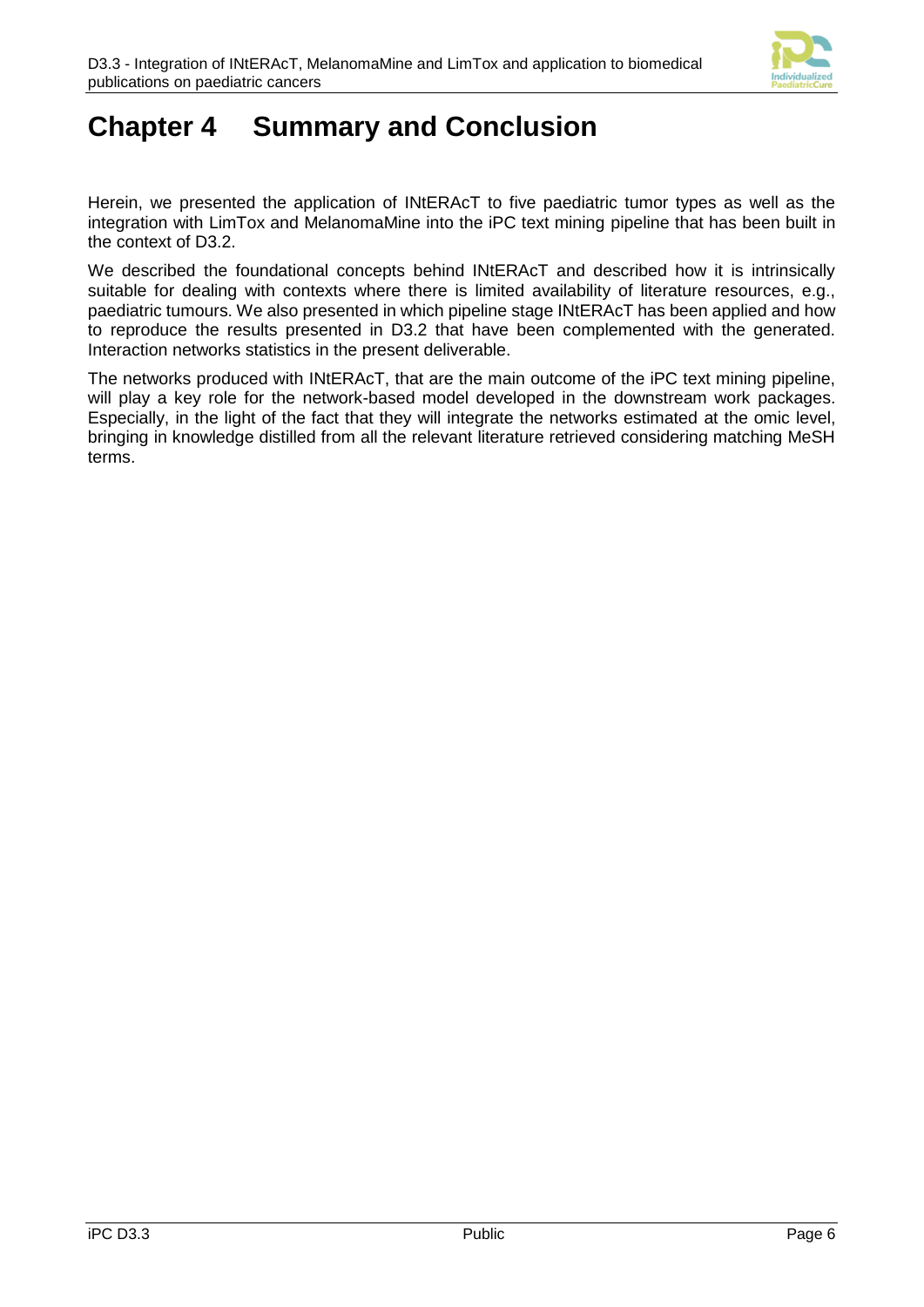# Chapter 4 Summary and Conclusion

Herein, we presented the application of INtERAcT to five paediatric tumor types as well as the integration with LimTox and MelanomaMine into the iPC text mining pipeline that has been built in the context of D3.2.

We described the foundational concepts behind INtERAcT and described how it is intrinsically suitable for dealing with contexts where there is limited availability of literature resources, e.g., paediatric tumours. We also presented in which pipeline stage INtERAcT has been applied and how to reproduce the results presented in D3.2 that have been complemented with the generated. Interaction networks statistics in the present deliverable.

The networks produced with INtERAcT, that are the main outcome of the iPC text mining pipeline, will play a key role for the network-based model developed in the downstream work packages. Especially, in the light of the fact that they will integrate the networks estimated at the omic level, bringing in knowledge distilled from all the relevant literature retrieved considering matching MeSH terms.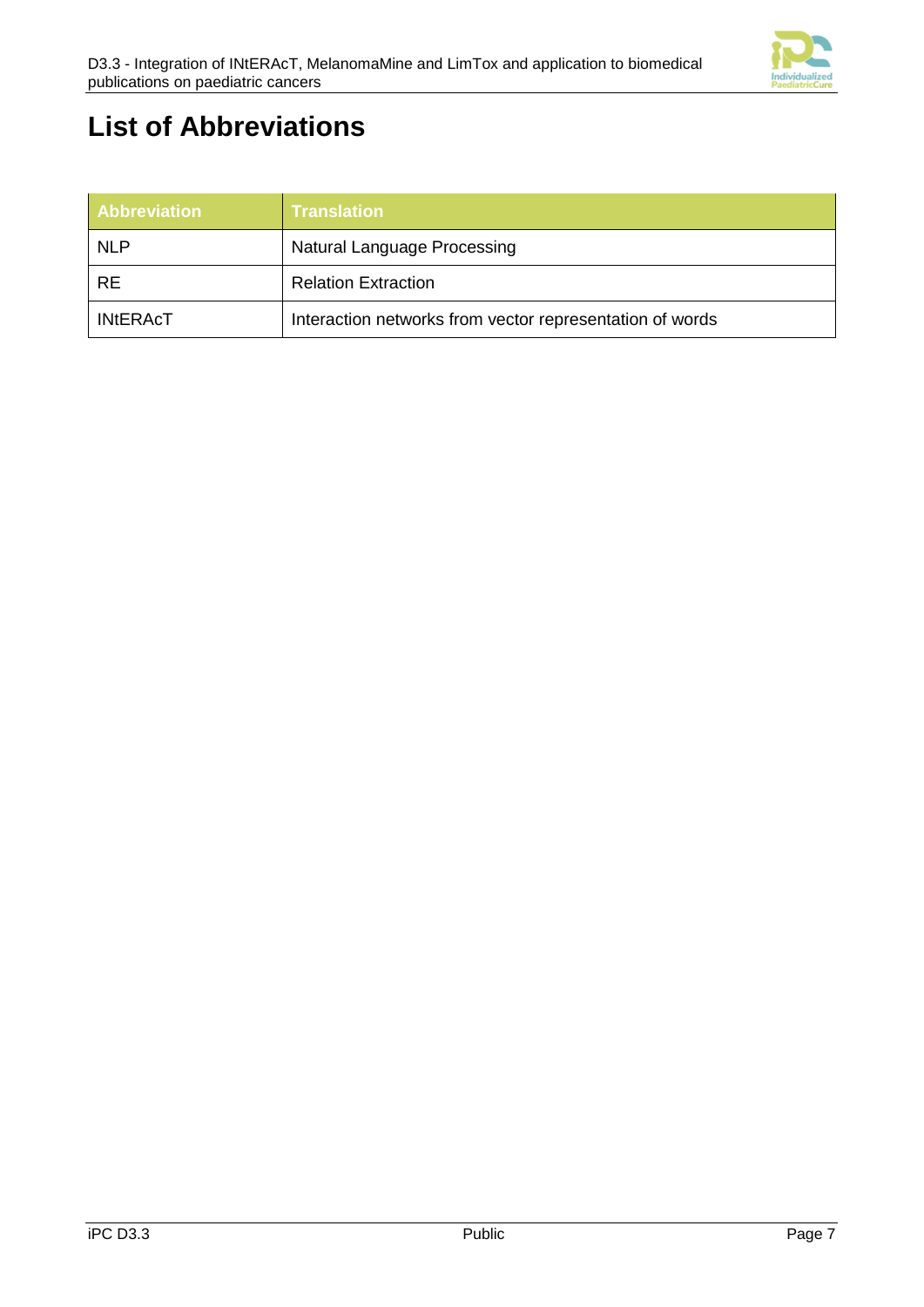# List of Abbreviations

| Abbreviation | Translation |
|---|---|
| NLP | Natural Language Processing |
| RE | Relation Extraction |
| INtERAcT | Interaction networks from vector representation of words |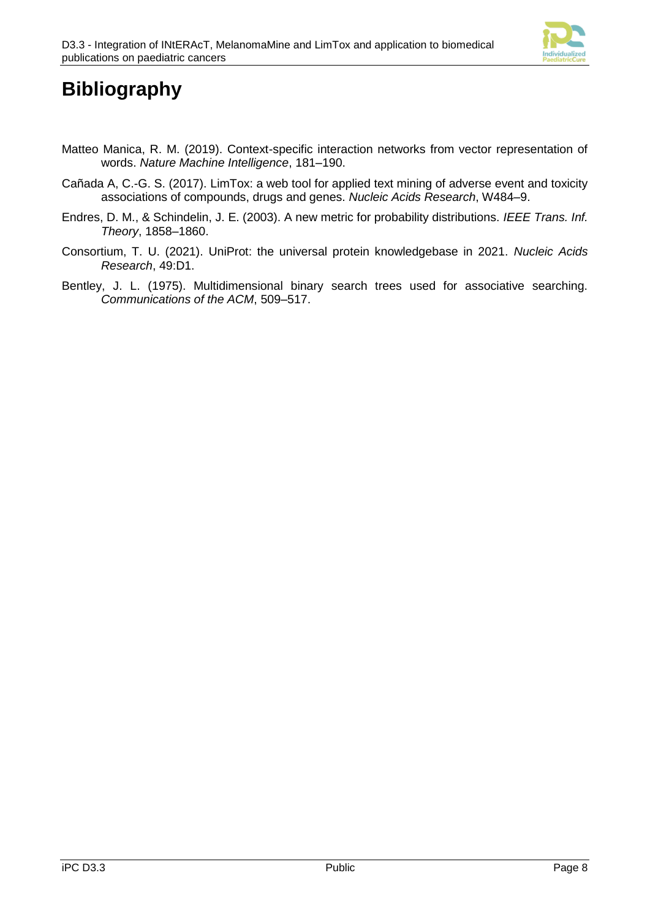# Bibliography

Matteo Manica, R. M. (2019). Context-specific interaction networks from vector representation of words. *Nature Machine Intelligence*, 181–190.

Cañada A, C.-G. S. (2017). LimTox: a web tool for applied text mining of adverse event and toxicity associations of compounds, drugs and genes. *Nucleic Acids Research*, W484–9.

Endres, D. M., & Schindelin, J. E. (2003). A new metric for probability distributions. *IEEE Trans. Inf. Theory*, 1858–1860.

Consortium, T. U. (2021). UniProt: the universal protein knowledgebase in 2021. *Nucleic Acids Research*, 49:D1.

Bentley, J. L. (1975). Multidimensional binary search trees used for associative searching. *Communications of the ACM*, 509–517.